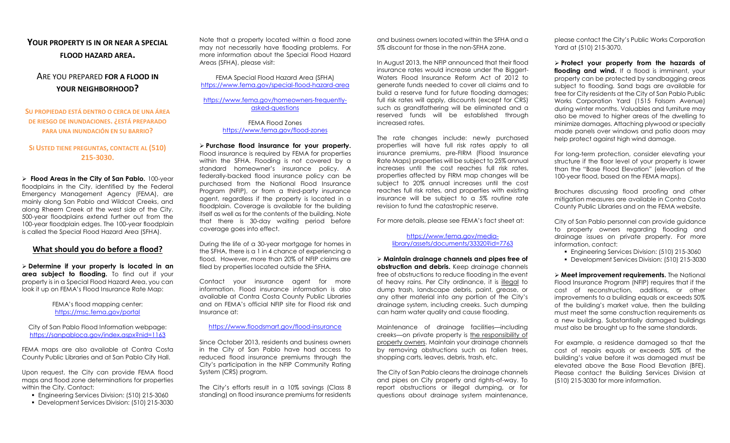# Your property is in or near a special flood hazard area.

## Are you prepared for a flood in your neighborhood?

**Su propiedad está dentro o cerca de una área de riesgo de inundaciones. ¿Está preparado para una inundación en su barrio?**

**Si Usted tiene preguntas, contacte al (510) 215-3030.**

➢ **Flood Areas in the City of San Pablo.** 100-year floodplains in the City, identified by the Federal Emergency Management Agency (FEMA), are mainly along San Pablo and Wildcat Creeks, and along Rheem Creek at the west side of the City. 500-year floodplains extend further out from the 100-year floodplain edges. The 100-year floodplain is called the Special Flood Hazard Area (SFHA).

## What should you do before a flood?

➢ **Determine if your property is located in an area subject to flooding.** To find out if your property is in a Special Flood Hazard Area, you can look it up on FEMA's Flood Insurance Rate Map:

FEMA's flood mapping center:
https://msc.fema.gov/portal

City of San Pablo Flood Information webpage:
https://sanpabloca.gov/index.aspx?nid=1163

FEMA maps are also available at Contra Costa County Public Libraries and at San Pablo City Hall.

Upon request, the City can provide FEMA flood maps and flood zone determinations for properties within the City. Contact:

- Engineering Services Division: (510) 215-3060
- Development Services Division: (510) 215-3030

Note that a property located within a flood zone may not necessarily have flooding problems. For more information about the Special Flood Hazard Areas (SFHA), please visit:

FEMA Special Flood Hazard Area (SFHA)
https://www.fema.gov/special-flood-hazard-area

https://www.fema.gov/homeowners-frequently-asked-questions

FEMA Flood Zones
https://www.fema.gov/flood-zones

➢ **Purchase flood insurance for your property.** Flood insurance is required by FEMA for properties within the SFHA. Flooding is not covered by a standard homeowner's insurance policy. A federally-backed flood insurance policy can be purchased from the National Flood Insurance Program (NFIP), or from a third-party insurance agent, regardless if the property is located in a floodplain. Coverage is available for the building itself as well as for the contents of the building. Note that there is 30-day waiting period before coverage goes into effect.

During the life of a 30-year mortgage for homes in the SFHA, there is a 1 in 4 chance of experiencing a flood. However, more than 20% of NFIP claims are filed by properties located outside the SFHA.

Contact your insurance agent for more information. Flood insurance information is also available at Contra Costa County Public Libraries and on FEMA's official NFIP site for Flood risk and Insurance at:

https://www.floodsmart.gov/flood-insurance

Since October 2013, residents and business owners in the City of San Pablo have had access to reduced flood insurance premiums through the City's participation in the NFIP Community Rating System (CRS) program.

The City's efforts result in a 10% savings (Class 8 standing) on flood insurance premiums for residents and business owners located within the SFHA and a 5% discount for those in the non-SFHA zone.

In August 2013, the NFIP announced that their flood insurance rates would increase under the Biggert-Waters Flood Insurance Reform Act of 2012 to generate funds needed to cover all claims and to build a reserve fund for future flooding damages; full risk rates will apply, discounts (except for CRS) such as grandfathering will be eliminated and a reserved funds will be established through increased rates.

The rate changes include: newly purchased properties will have full risk rates apply to all insurance premiums, pre-FIRM (Flood Insurance Rate Maps) properties will be subject to 25% annual increases until the cost reaches full risk rates, properties affected by FIRM map changes will be subject to 20% annual increases until the cost reaches full risk rates, and properties with existing insurance will be subject to a 5% routine rate revision to fund the catastrophic reserve.

For more details, please see FEMA's fact sheet at:

https://www.fema.gov/media-library/assets/documents/33320?id=7763

➢ **Maintain drainage channels and pipes free of obstruction and debris.** Keep drainage channels free of obstructions to reduce flooding in the event of heavy rains. Per City ordinance, it is illegal to dump trash, landscape debris, paint, grease, or any other material into any portion of the City's drainage system, including creeks. Such dumping can harm water quality and cause flooding.

Maintenance of drainage facilities—including creeks—on private property is the responsibility of property owners. Maintain your drainage channels by removing obstructions such as fallen trees, shopping carts, leaves, debris, trash, etc.

The City of San Pablo cleans the drainage channels and pipes on City property and rights-of-way. To report obstructions or illegal dumping, or for questions about drainage system maintenance, please contact the City's Public Works Corporation Yard at (510) 215-3070.

➢ **Protect your property from the hazards of flooding and wind.** If a flood is imminent, your property can be protected by sandbagging areas subject to flooding. Sand bags are available for free for City residents at the City of San Pablo Public Works Corporation Yard (1515 Folsom Avenue) during winter months. Valuables and furniture may also be moved to higher areas of the dwelling to minimize damages. Attaching plywood or specially made panels over windows and patio doors may help protect against high wind damage.

For long-term protection, consider elevating your structure if the floor level of your property is lower than the "Base Flood Elevation" (elevation of the 100-year flood, based on the FEMA maps).

Brochures discussing flood proofing and other mitigation measures are available in Contra Costa County Public Libraries and on the FEMA website.

City of San Pablo personnel can provide guidance to property owners regarding flooding and drainage issues on private property. For more information, contact:

- Engineering Services Division: (510) 215-3060
- Development Services Division: (510) 215-3030

➢ **Meet improvement requirements.** The National Flood Insurance Program (NFIP) requires that if the cost of reconstruction, additions, or other improvements to a building equals or exceeds 50% of the building's market value, then the building must meet the same construction requirements as a new building. Substantially damaged buildings must also be brought up to the same standards.

For example, a residence damaged so that the cost of repairs equals or exceeds 50% of the building's value before it was damaged must be elevated above the Base Flood Elevation (BFE). Please contact the Building Services Division at (510) 215-3030 for more information.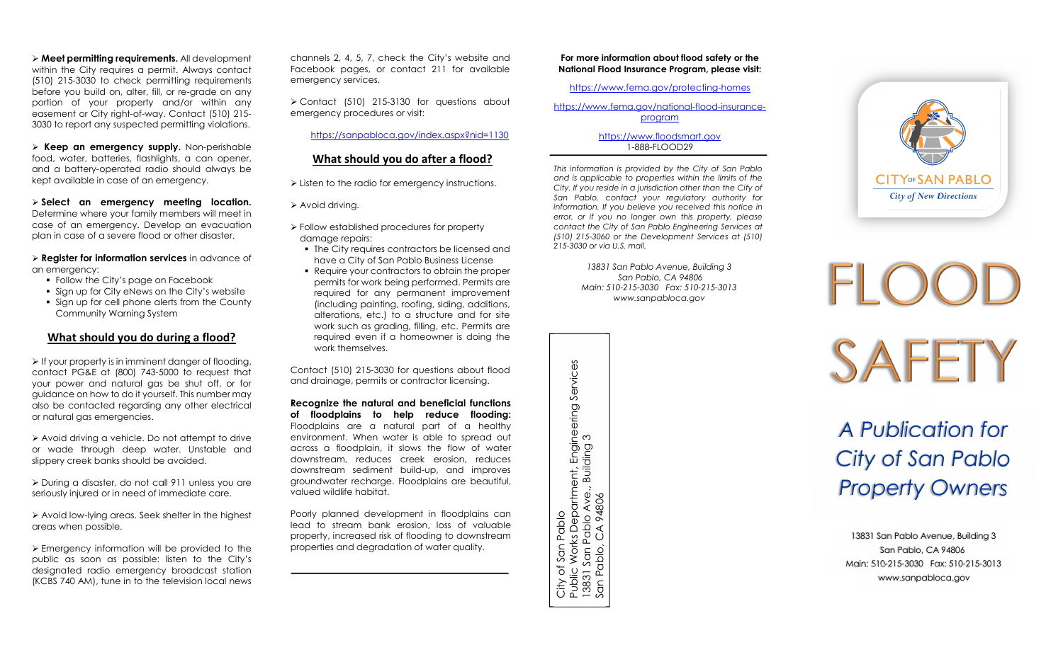➢ **Meet permitting requirements.** All development within the City requires a permit. Always contact (510) 215-3030 to check permitting requirements before you build on, alter, fill, or re-grade on any portion of your property and/or within any easement or City right-of-way. Contact (510) 215-3030 to report any suspected permitting violations.

➢ **Keep an emergency supply.** Non-perishable food, water, batteries, flashlights, a can opener, and a battery-operated radio should always be kept available in case of an emergency.

➢ **Select an emergency meeting location.** Determine where your family members will meet in case of an emergency. Develop an evacuation plan in case of a severe flood or other disaster.

➢ **Register for information services** in advance of an emergency:

- Follow the City's page on Facebook
- Sign up for City eNews on the City's website
- Sign up for cell phone alerts from the County Community Warning System

## What should you do during a flood?

➢ If your property is in imminent danger of flooding, contact PG&E at (800) 743-5000 to request that your power and natural gas be shut off, or for guidance on how to do it yourself. This number may also be contacted regarding any other electrical or natural gas emergencies.

➢ Avoid driving a vehicle. Do not attempt to drive or wade through deep water. Unstable and slippery creek banks should be avoided.

➢ During a disaster, do not call 911 unless you are seriously injured or in need of immediate care.

➢ Avoid low-lying areas. Seek shelter in the highest areas when possible.

➢ Emergency information will be provided to the public as soon as possible: listen to the City's designated radio emergency broadcast station (KCBS 740 AM), tune in to the television local news channels 2, 4, 5, 7, check the City's website and Facebook pages, or contact 211 for available emergency services.

➢ Contact (510) 215-3130 for questions about emergency procedures or visit:

https://sanpabloca.gov/index.aspx?nid=1130

## What should you do after a flood?

➢ Listen to the radio for emergency instructions.

➢ Avoid driving.

➢ Follow established procedures for property damage repairs:

- The City requires contractors be licensed and have a City of San Pablo Business License
- Require your contractors to obtain the proper permits for work being performed. Permits are required for any permanent improvement (including painting, roofing, siding, additions, alterations, etc.) to a structure and for site work such as grading, filling, etc. Permits are required even if a homeowner is doing the work themselves.

Contact (510) 215-3030 for questions about flood and drainage, permits or contractor licensing.

**Recognize the natural and beneficial functions of floodplains to help reduce flooding:** Floodplains are a natural part of a healthy environment. When water is able to spread out across a floodplain, it slows the flow of water downstream, reduces creek erosion, reduces downstream sediment build-up, and improves groundwater recharge. Floodplains are beautiful, valued wildlife habitat.

Poorly planned development in floodplains can lead to stream bank erosion, loss of valuable property, increased risk of flooding to downstream properties and degradation of water quality.

---

**For more information about flood safety or the National Flood Insurance Program, please visit:**

https://www.fema.gov/protecting-homes

https://www.fema.gov/national-flood-insurance-program

https://www.floodsmart.gov
1-888-FLOOD29

*This information is provided by the City of San Pablo and is applicable to properties within the limits of the City. If you reside in a jurisdiction other than the City of San Pablo, contact your regulatory authority for information. If you believe you received this notice in error, or if you no longer own this property, please contact the City of San Pablo Engineering Services at (510) 215-3060 or the Development Services at (510) 215-3030 or via U.S. mail.*

*13831 San Pablo Avenue, Building 3*
*San Pablo, CA 94806*
*Main: 510-215-3030 Fax: 510-215-3013*
*www.sanpabloca.gov*

City of San Pablo
Public Works Department, Engineering Services
13831 San Pablo Ave., Building 3
San Pablo, CA 94806

CITY OF SAN PABLO
*City of New Directions*

# FLOOD SAFETY

## *A Publication for City of San Pablo Property Owners*

13831 San Pablo Avenue, Building 3
San Pablo, CA 94806
Main: 510-215-3030 Fax: 510-215-3013
www.sanpabloca.gov